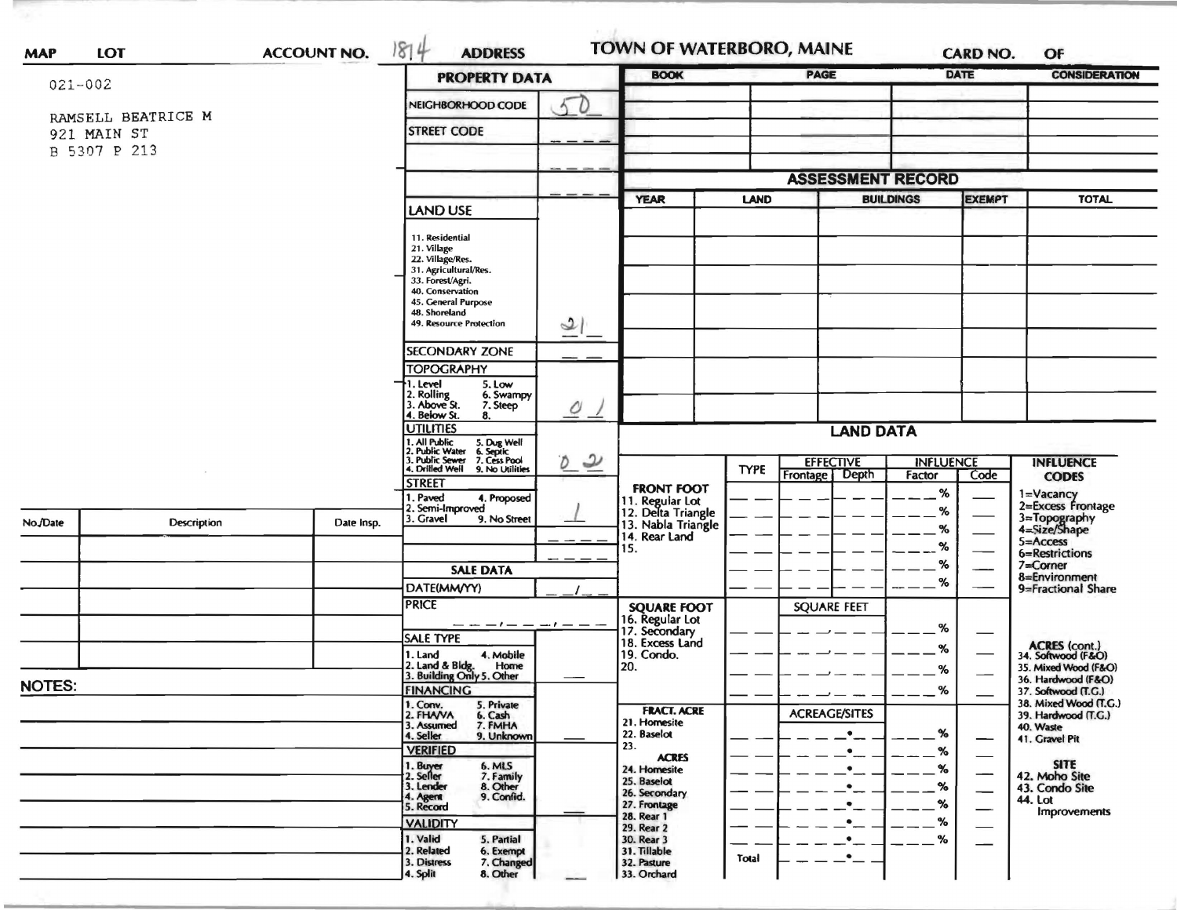**MAP** **LOT** **ACCOUNT NO.** 1814 **ADDRESS** **TOWN OF WATERBORO, MAINE** **CARD NO.** **OF**

021-002

RAMSELL BEATRICE M
921 MAIN ST
B 5307 P 213

## PROPERTY DATA

| Field | Value |
|---|---|
| NEIGHBORHOOD CODE | 50 |
| STREET CODE | |
| LAND USE (11. Residential, 21. Village, 22. Village/Res., 31. Agricultural/Res., 33. Forest/Agri., 40. Conservation, 45. General Purpose, 48. Shoreland, 49. Resource Protection) | 21 |
| SECONDARY ZONE | |
| TOPOGRAPHY (1. Level, 2. Rolling, 3. Above St., 4. Below St., 5. Low, 6. Swampy, 7. Steep, 8.) | 01 |
| UTILITIES (1. All Public, 2. Public Water, 3. Public Sewer, 4. Drilled Well, 5. Dug Well, 6. Septic, 7. Cess Pool, 9. No Utilities) | 02 |
| STREET (1. Paved, 2. Semi-Improved, 3. Gravel, 4. Proposed, 9. No Street) | 1 |

## SALE DATA

| Field | Value |
|---|---|
| DATE(MM/YY) | |
| PRICE | |
| SALE TYPE (1. Land, 2. Land & Bldg., 3. Building Only, 4. Mobile Home, 5. Other) | |
| FINANCING (1. Conv., 2. FHA/VA, 3. Assumed, 4. Seller, 5. Private, 6. Cash, 7. FMHA, 9. Unknown) | |
| VERIFIED (1. Buyer, 2. Seller, 3. Lender, 4. Agent, 5. Record, 6. MLS, 7. Family, 8. Other, 9. Confid.) | |
| VALIDITY (1. Valid, 2. Related, 3. Distress, 4. Split, 5. Partial, 6. Exempt, 7. Changed, 8. Other) | |

| BOOK | PAGE | DATE | CONSIDERATION |
|---|---|---|---|
| | | | |

## ASSESSMENT RECORD

| YEAR | LAND | BUILDINGS | EXEMPT | TOTAL |
|---|---|---|---|---|
| | | | | |

## LAND DATA

| | TYPE | EFFECTIVE Frontage | EFFECTIVE Depth | INFLUENCE Factor | INFLUENCE Code |
|---|---|---|---|---|---|
| **FRONT FOOT** 11. Regular Lot, 12. Delta Triangle, 13. Nabla Triangle, 14. Rear Land, 15. | | | | % | |
| **SQUARE FOOT** 16. Regular Lot, 17. Secondary, 18. Excess Land, 19. Condo., 20. | | SQUARE FEET | | % | |
| **FRACT. ACRE** 21. Homesite, 22. Baselot, 23. **ACRES** 24. Homesite, 25. Baselot, 26. Secondary, 27. Frontage, 28. Rear 1, 29. Rear 2, 30. Rear 3, 31. Tillable, 32. Pasture, 33. Orchard | | ACREAGE/SITES | | % | |
| | Total | | | | |

**INFLUENCE CODES**
1=Vacancy
2=Excess Frontage
3=Topography
4=Size/Shape
5=Access
6=Restrictions
7=Corner
8=Environment
9=Fractional Share

**ACRES (cont.)**
34. Softwood (F&O)
35. Mixed Wood (F&O)
36. Hardwood (F&O)
37. Softwood (T.G.)
38. Mixed Wood (T.G.)
39. Hardwood (T.G.)
40. Waste
41. Gravel Pit

**SITE**
42. Moho Site
43. Condo Site
44. Lot Improvements

| No./Date | Description | Date Insp. |
|---|---|---|
| | | |

**NOTES:**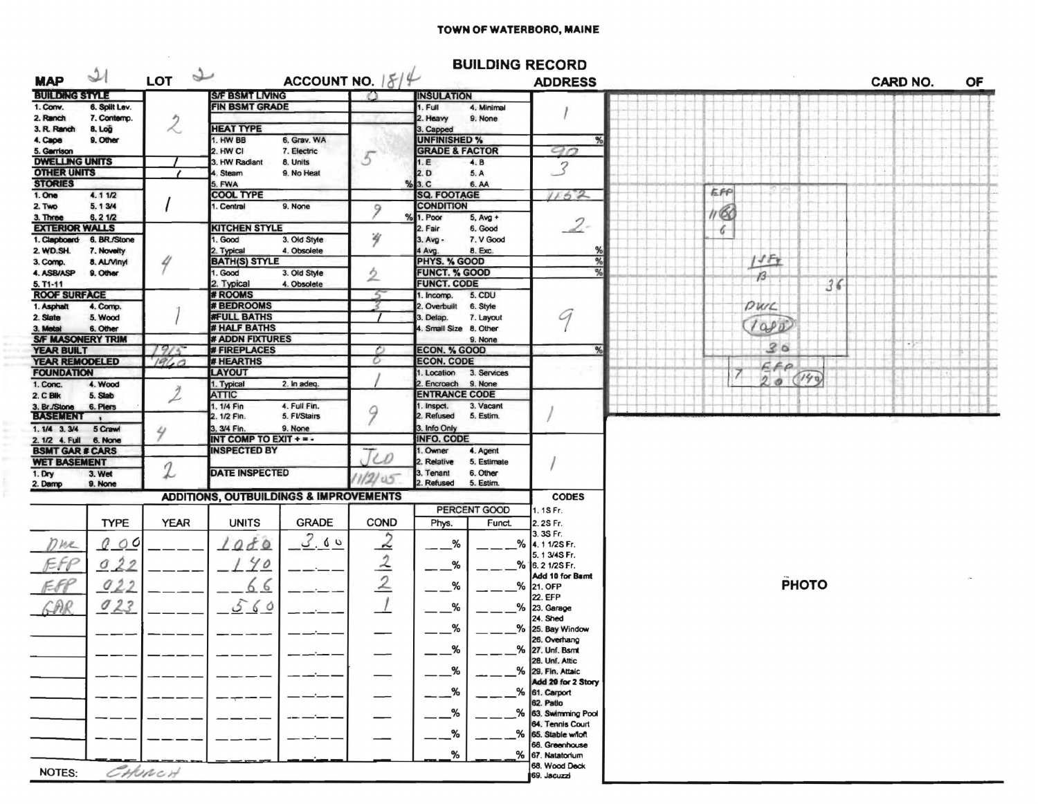**TOWN OF WATERBORO, MAINE**

**BUILDING RECORD**

MAP 21 LOT 2 ACCOUNT NO. 1814 ADDRESS CARD NO. OF

| Field | Value | Field | Value | Field | Value |
|---|---|---|---|---|---|
| **BUILDING STYLE** 1. Conv. 2. Ranch 3. R. Ranch 4. Cape 5. Garrison 6. Split Lev. 7. Contemp. 8. Log 9. Other | 2 | **S/F BSMT LIVING** | 0 | **INSULATION** 1. Full 2. Heavy 3. Capped 4. Minimal 9. None | 1 |
| | | **FIN BSMT GRADE** | | | |
| | | **HEAT TYPE** 1. HW BB 2. HW Cl 3. HW Radiant 4. Steam 5. FWA 6. Grav. WA 7. Electric 8. Units 9. No Heat | 5 | **UNFINISHED %** | % |
| **DWELLING UNITS** | 1 | | | **GRADE & FACTOR** 1. E 2. D 3. C 4. B 5. A 6. AA | 90 3 |
| **OTHER UNITS** | 1 | | | | |
| **STORIES** 1. One 2. Two 3. Three 4. 1 1/2 5. 1 3/4 6. 2 1/2 | 1 | **COOL TYPE** 1. Central 9. None | 9 % | **SQ. FOOTAGE** | 1152 |
| **EXTERIOR WALLS** 1. Clapboard 2. WD.SH. 3. Comp. 4. ASB/ASP 5. T1-11 6. BR./Stone 7. Novelty 8. AL/Vinyl 9. Other | 4 | **KITCHEN STYLE** 1. Good 2. Typical 3. Old Style 4. Obsolete | 4 | **CONDITION** 1. Poor 2. Fair 3. Avg - 4 Avg. 5. Avg + 6. Good 7. V Good 8. Exc. | 2 |
| | | **BATH(S) STYLE** 1. Good 2. Typical 3. Old Style 4. Obsolete | 2 | **PHYS. % GOOD** | % |
| | | | | **FUNCT. % GOOD** | % |
| **ROOF SURFACE** 1. Asphalt 2. Slate 3. Metal 4. Comp. 5. Wood 6. Other | 1 | **# ROOMS** | 5 | **FUNCT. CODE** 1. Incomp. 2. Overbuilt 3. Delap. 4. Small Size 5. CDU 6. Style 7. Layout 8. Other 9. None | 9 |
| | | **# BEDROOMS** | 3 | | |
| | | **#FULL BATHS** | 1 | | |
| | | **# HALF BATHS** | | | |
| **S/F MASONERY TRIM** | | **# ADDN FIXTURES** | | | |
| **YEAR BUILT** | 1915 | **# FIREPLACES** | 0 | **ECON. % GOOD** | % |
| **YEAR REMODELED** | 1960 | **# HEARTHS** | 0 | **ECON. CODE** 1. Location 2. Encroach 3. Services 9. None | |
| **FOUNDATION** 1. Conc. 2. C Blk 3. Br./Stone 4. Wood 5. Slab 6. Piers | 2 | **LAYOUT** 1. Typical 2. In adeq. | 1 | | |
| **BASEMENT** 1. 1/4 2. 1/2 3. 3/4 4. Full 5 Crawl 6. None | 4 | **ATTIC** 1. 1/4 Fin 2. 1/2 Fin. 3. 3/4 Fin. 4. Full Fin. 5. Fl/Stairs 9. None | 9 | **ENTRANCE CODE** 1. Inspct. 2. Refused 3. Info Only 4. Vacant 5. Estim. | 1 |
| | | **INT COMP TO EXIT + = -** | | **INFO. CODE** 1. Owner 2. Relative 3. Tenant 4. Agent 5. Estimate 6. Other | 1 |
| **BSMT GAR # CARS** | | **INSPECTED BY** | JCD | | |
| **WET BASEMENT** 1. Dry 2. Damp 3. Wet 9. None | 2 | **DATE INSPECTED** | 11/2/05 | | |

Sketch: EFP 11 6 (66); 1SFr B DWL (1080) 36 x 30; EFP 7 x 20 (140)

**ADDITIONS, OUTBUILDINGS & IMPROVEMENTS**

| | TYPE | YEAR | UNITS | GRADE | COND | PERCENT GOOD Phys. | PERCENT GOOD Funct. |
|---|---|---|---|---|---|---|---|
| DWL | 000 | | 1080 | 3.60 | 2 | % | % |
| EFP | 022 | | 140 | | 2 | % | % |
| EFP | 022 | | 66 | | 2 | % | % |
| GAR | 023 | | 560 | | 1 | % | % |
| | | | | | | % | % |
| | | | | | | % | % |
| | | | | | | % | % |
| | | | | | | % | % |
| | | | | | | % | % |
| | | | | | | % | % |
| | | | | | | % | % |

**CODES**
1. 1S Fr.
2. 2S Fr.
3. 3S Fr.
4. 1 1/2S Fr.
5. 1 3/4S Fr.
6. 2 1/2S Fr.
Add 10 for Bsmt
21. OFP
22. EFP
23. Garage
24. Shed
25. Bay Window
26. Overhang
27. Unf. Bsmt
28. Unf. Attic
29. Fin. Attaic
Add 20 for 2 Story
61. Carport
62. Patio
63. Swimming Pool
64. Tennis Court
65. Stable w/loft
66. Greenhouse
67. Natatorium
68. Wood Deck
69. Jacuzzi

NOTES: CHURCH

PHOTO